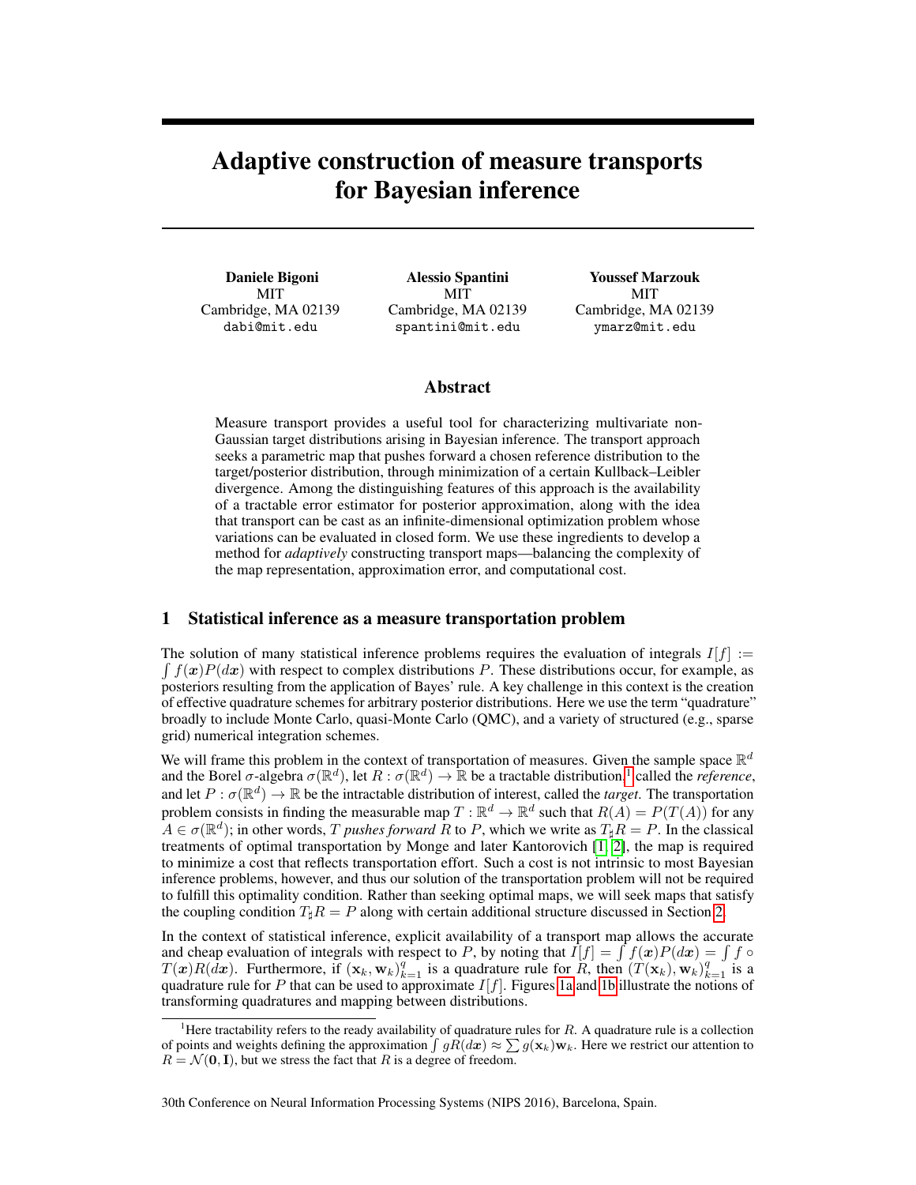# Adaptive construction of measure transports for Bayesian inference

**Daniele Bigoni**
MIT
Cambridge, MA 02139
`dabi@mit.edu`

**Alessio Spantini**
MIT
Cambridge, MA 02139
`spantini@mit.edu`

**Youssef Marzouk**
MIT
Cambridge, MA 02139
`ymarz@mit.edu`

## Abstract

Measure transport provides a useful tool for characterizing multivariate non-Gaussian target distributions arising in Bayesian inference. The transport approach seeks a parametric map that pushes forward a chosen reference distribution to the target/posterior distribution, through minimization of a certain Kullback–Leibler divergence. Among the distinguishing features of this approach is the availability of a tractable error estimator for posterior approximation, along with the idea that transport can be cast as an infinite-dimensional optimization problem whose variations can be evaluated in closed form. We use these ingredients to develop a method for *adaptively* constructing transport maps—balancing the complexity of the map representation, approximation error, and computational cost.

## 1 Statistical inference as a measure transportation problem

The solution of many statistical inference problems requires the evaluation of integrals $I[f] := \int f(\boldsymbol{x})P(d\boldsymbol{x})$ with respect to complex distributions $P$. These distributions occur, for example, as posteriors resulting from the application of Bayes' rule. A key challenge in this context is the creation of effective quadrature schemes for arbitrary posterior distributions. Here we use the term "quadrature" broadly to include Monte Carlo, quasi-Monte Carlo (QMC), and a variety of structured (e.g., sparse grid) numerical integration schemes.

We will frame this problem in the context of transportation of measures. Given the sample space $\mathbb{R}^d$ and the Borel $\sigma$-algebra $\sigma(\mathbb{R}^d)$, let $R : \sigma(\mathbb{R}^d) \to \mathbb{R}$ be a tractable distribution,[1] called the *reference*, and let $P : \sigma(\mathbb{R}^d) \to \mathbb{R}$ be the intractable distribution of interest, called the *target*. The transportation problem consists in finding the measurable map $T : \mathbb{R}^d \to \mathbb{R}^d$ such that $R(A) = P(T(A))$ for any $A \in \sigma(\mathbb{R}^d)$; in other words, $T$ *pushes forward* $R$ to $P$, which we write as $T_\sharp R = P$. In the classical treatments of optimal transportation by Monge and later Kantorovich [1, 2], the map is required to minimize a cost that reflects transportation effort. Such a cost is not intrinsic to most Bayesian inference problems, however, and thus our solution of the transportation problem will not be required to fulfill this optimality condition. Rather than seeking optimal maps, we will seek maps that satisfy the coupling condition $T_\sharp R = P$ along with certain additional structure discussed in Section 2.

In the context of statistical inference, explicit availability of a transport map allows the accurate and cheap evaluation of integrals with respect to $P$, by noting that $I[f] = \int f(\boldsymbol{x})P(d\boldsymbol{x}) = \int f \circ T(\boldsymbol{x})R(d\boldsymbol{x})$. Furthermore, if $(\mathbf{x}_k, \mathbf{w}_k)_{k=1}^q$ is a quadrature rule for $R$, then $(T(\mathbf{x}_k), \mathbf{w}_k)_{k=1}^q$ is a quadrature rule for $P$ that can be used to approximate $I[f]$. Figures 1a and 1b illustrate the notions of transforming quadratures and mapping between distributions.

[1] Here tractability refers to the ready availability of quadrature rules for $R$. A quadrature rule is a collection of points and weights defining the approximation $\int gR(d\boldsymbol{x}) \approx \sum g(\mathbf{x}_k)\mathbf{w}_k$. Here we restrict our attention to $R = \mathcal{N}(\mathbf{0}, \mathbf{I})$, but we stress the fact that $R$ is a degree of freedom.

30th Conference on Neural Information Processing Systems (NIPS 2016), Barcelona, Spain.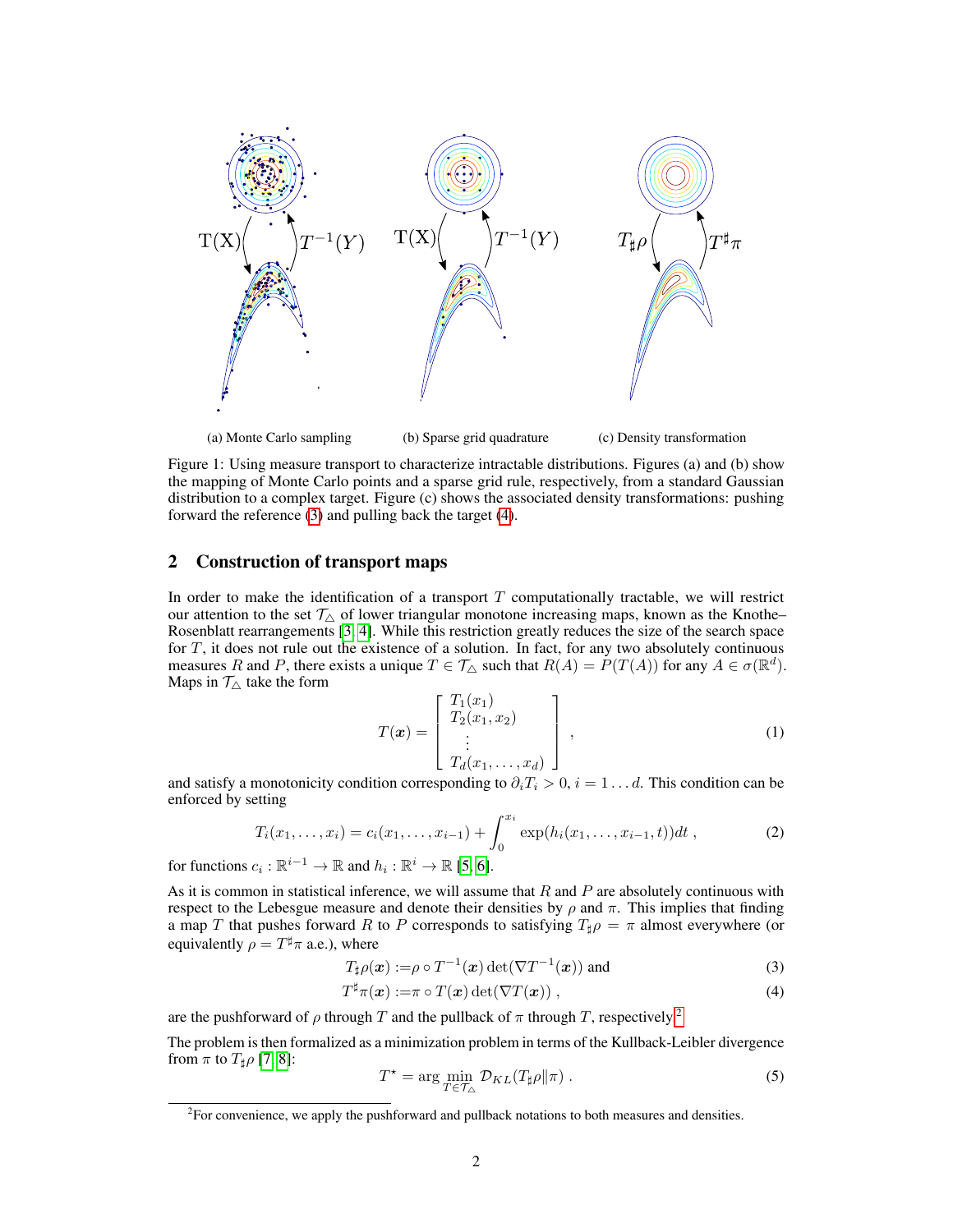(a) Monte Carlo sampling (b) Sparse grid quadrature (c) Density transformation

Figure 1: Using measure transport to characterize intractable distributions. Figures (a) and (b) show the mapping of Monte Carlo points and a sparse grid rule, respectively, from a standard Gaussian distribution to a complex target. Figure (c) shows the associated density transformations: pushing forward the reference (3) and pulling back the target (4).

## 2 Construction of transport maps

In order to make the identification of a transport $T$ computationally tractable, we will restrict our attention to the set $\mathcal{T}_\triangle$ of lower triangular monotone increasing maps, known as the Knothe–Rosenblatt rearrangements [3, 4]. While this restriction greatly reduces the size of the search space for $T$, it does not rule out the existence of a solution. In fact, for any two absolutely continuous measures $R$ and $P$, there exists a unique $T \in \mathcal{T}_\triangle$ such that $R(A) = P(T(A))$ for any $A \in \sigma(\mathbb{R}^d)$. Maps in $\mathcal{T}_\triangle$ take the form

$$T(\boldsymbol{x}) = \begin{bmatrix} T_1(x_1) \\ T_2(x_1, x_2) \\ \vdots \\ T_d(x_1, \ldots, x_d) \end{bmatrix} , \tag{1}$$

and satisfy a monotonicity condition corresponding to $\partial_i T_i > 0$, $i = 1 \ldots d$. This condition can be enforced by setting

$$T_i(x_1, \ldots, x_i) = c_i(x_1, \ldots, x_{i-1}) + \int_0^{x_i} \exp(h_i(x_1, \ldots, x_{i-1}, t))dt , \tag{2}$$

for functions $c_i : \mathbb{R}^{i-1} \to \mathbb{R}$ and $h_i : \mathbb{R}^i \to \mathbb{R}$ [5, 6].

As it is common in statistical inference, we will assume that $R$ and $P$ are absolutely continuous with respect to the Lebesgue measure and denote their densities by $\rho$ and $\pi$. This implies that finding a map $T$ that pushes forward $R$ to $P$ corresponds to satisfying $T_\sharp \rho = \pi$ almost everywhere (or equivalently $\rho = T^\sharp \pi$ a.e.), where

$$T_\sharp \rho(\boldsymbol{x}) := \rho \circ T^{-1}(\boldsymbol{x}) \det(\nabla T^{-1}(\boldsymbol{x})) \text{ and} \tag{3}$$

$$T^\sharp \pi(\boldsymbol{x}) := \pi \circ T(\boldsymbol{x}) \det(\nabla T(\boldsymbol{x})) , \tag{4}$$

are the pushforward of $\rho$ through $T$ and the pullback of $\pi$ through $T$, respectively.[2]

The problem is then formalized as a minimization problem in terms of the Kullback-Leibler divergence from $\pi$ to $T_\sharp \rho$ [7, 8]:

$$T^\star = \arg \min_{T \in \mathcal{T}_\triangle} \mathcal{D}_{KL}(T_\sharp \rho \| \pi) . \tag{5}$$

[2] For convenience, we apply the pushforward and pullback notations to both measures and densities.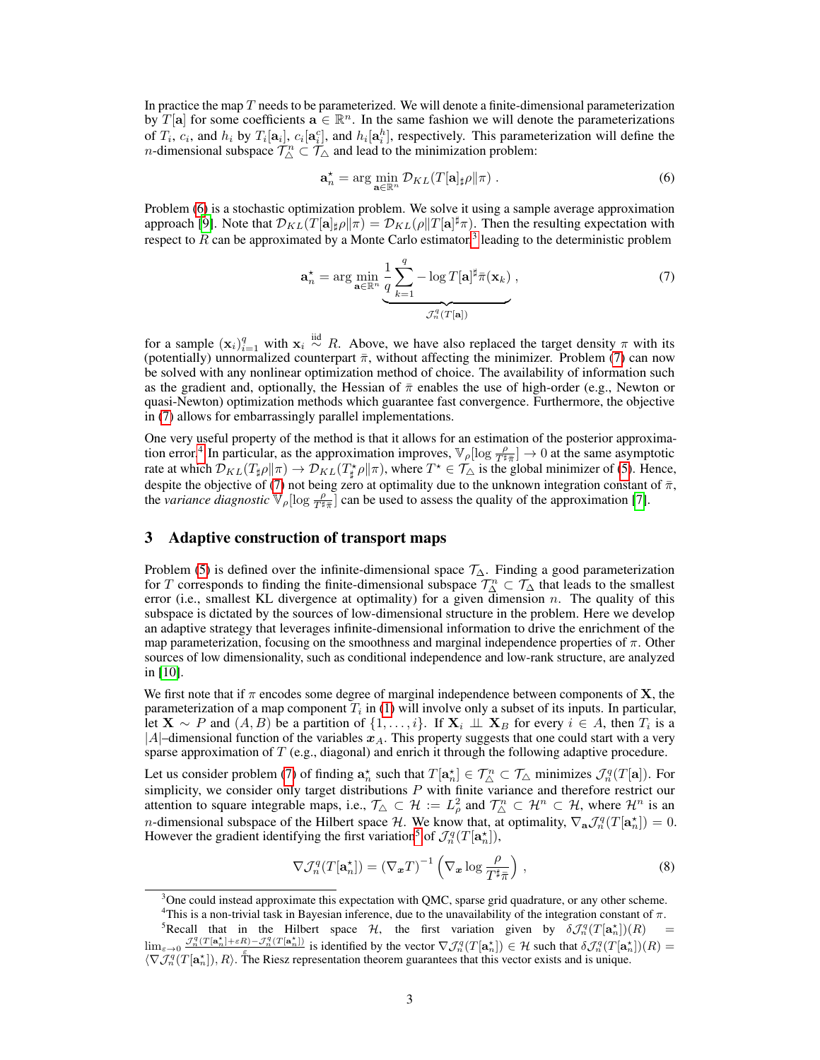In practice the map $T$ needs to be parameterized. We will denote a finite-dimensional parameterization by $T[\mathbf{a}]$ for some coefficients $\mathbf{a} \in \mathbb{R}^n$. In the same fashion we will denote the parameterizations of $T_i$, $c_i$, and $h_i$ by $T_i[\mathbf{a}_i]$, $c_i[\mathbf{a}_i^c]$, and $h_i[\mathbf{a}_i^h]$, respectively. This parameterization will define the $n$-dimensional subspace $\mathcal{T}_\triangle^n \subset \mathcal{T}_\triangle$ and lead to the minimization problem:

$$
\mathbf{a}_n^\star = \arg\min_{\mathbf{a}\in\mathbb{R}^n} \mathcal{D}_{KL}(T[\mathbf{a}]_\sharp \rho \| \pi) \,. \tag{6}
$$

Problem (6) is a stochastic optimization problem. We solve it using a sample average approximation approach [9]. Note that $\mathcal{D}_{KL}(T[\mathbf{a}]_\sharp \rho \| \pi) = \mathcal{D}_{KL}(\rho \| T[\mathbf{a}]^\sharp \pi)$. Then the resulting expectation with respect to $R$ can be approximated by a Monte Carlo estimator[3] leading to the deterministic problem

$$
\mathbf{a}_n^\star = \arg\min_{\mathbf{a}\in\mathbb{R}^n} \underbrace{\frac{1}{q}\sum_{k=1}^{q} -\log T[\mathbf{a}]^\sharp \bar{\pi}(\mathbf{x}_k)}_{\mathcal{J}_n^q(T[\mathbf{a}])} \,, \tag{7}
$$

for a sample $(\mathbf{x}_i)_{i=1}^q$ with $\mathbf{x}_i \overset{\text{iid}}{\sim} R$. Above, we have also replaced the target density $\pi$ with its (potentially) unnormalized counterpart $\bar{\pi}$, without affecting the minimizer. Problem (7) can now be solved with any nonlinear optimization method of choice. The availability of information such as the gradient and, optionally, the Hessian of $\bar{\pi}$ enables the use of high-order (e.g., Newton or quasi-Newton) optimization methods which guarantee fast convergence. Furthermore, the objective in (7) allows for embarrassingly parallel implementations.

One very useful property of the method is that it allows for an estimation of the posterior approximation error.[4] In particular, as the approximation improves, $\mathbb{V}_\rho[\log \frac{\rho}{T^\sharp \bar{\pi}}] \to 0$ at the same asymptotic rate at which $\mathcal{D}_{KL}(T_\sharp \rho \| \pi) \to \mathcal{D}_{KL}(T^\star_\sharp \rho \| \pi)$, where $T^\star \in \mathcal{T}_\triangle$ is the global minimizer of (5). Hence, despite the objective of (7) not being zero at optimality due to the unknown integration constant of $\bar{\pi}$, the *variance diagnostic* $\mathbb{V}_\rho[\log \frac{\rho}{T^\sharp \bar{\pi}}]$ can be used to assess the quality of the approximation [7].

## 3 Adaptive construction of transport maps

Problem (5) is defined over the infinite-dimensional space $\mathcal{T}_\triangle$. Finding a good parameterization for $T$ corresponds to finding the finite-dimensional subspace $\mathcal{T}_\triangle^n \subset \mathcal{T}_\triangle$ that leads to the smallest error (i.e., smallest KL divergence at optimality) for a given dimension $n$. The quality of this subspace is dictated by the sources of low-dimensional structure in the problem. Here we develop an adaptive strategy that leverages infinite-dimensional information to drive the enrichment of the map parameterization, focusing on the smoothness and marginal independence properties of $\pi$. Other sources of low dimensionality, such as conditional independence and low-rank structure, are analyzed in [10].

We first note that if $\pi$ encodes some degree of marginal independence between components of $\mathbf{X}$, the parameterization of a map component $T_i$ in (1) will involve only a subset of its inputs. In particular, let $\mathbf{X} \sim P$ and $(A, B)$ be a partition of $\{1, \ldots, i\}$. If $\mathbf{X}_i \perp\!\!\!\perp \mathbf{X}_B$ for every $i \in A$, then $T_i$ is a $|A|$–dimensional function of the variables $\boldsymbol{x}_A$. This property suggests that one could start with a very sparse approximation of $T$ (e.g., diagonal) and enrich it through the following adaptive procedure.

Let us consider problem (7) of finding $\mathbf{a}_n^\star$ such that $T[\mathbf{a}_n^\star] \in \mathcal{T}_\triangle^n \subset \mathcal{T}_\triangle$ minimizes $\mathcal{J}_n^q(T[\mathbf{a}])$. For simplicity, we consider only target distributions $P$ with finite variance and therefore restrict our attention to square integrable maps, i.e., $\mathcal{T}_\triangle \subset \mathcal{H} := L^2_\rho$ and $\mathcal{T}_\triangle^n \subset \mathcal{H}^n \subset \mathcal{H}$, where $\mathcal{H}^n$ is an $n$-dimensional subspace of the Hilbert space $\mathcal{H}$. We know that, at optimality, $\nabla_\mathbf{a} \mathcal{J}_n^q(T[\mathbf{a}_n^\star]) = 0$. However the gradient identifying the first variation[5] of $\mathcal{J}_n^q(T[\mathbf{a}_n^\star])$,

$$
\nabla \mathcal{J}_n^q(T[\mathbf{a}_n^\star]) = (\nabla_{\boldsymbol{x}} T)^{-1} \left( \nabla_{\boldsymbol{x}} \log \frac{\rho}{T^\sharp \bar{\pi}} \right) \,, \tag{8}
$$

---

[3] One could instead approximate this expectation with QMC, sparse grid quadrature, or any other scheme.

[4] This is a non-trivial task in Bayesian inference, due to the unavailability of the integration constant of $\pi$.

[5] Recall that in the Hilbert space $\mathcal{H}$, the first variation given by $\delta\mathcal{J}_n^q(T[\mathbf{a}_n^\star])(R) = \lim_{\varepsilon\to 0} \frac{\mathcal{J}_n^q(T[\mathbf{a}_n^\star]+\varepsilon R) - \mathcal{J}_n^q(T[\mathbf{a}_n^\star])}{\varepsilon}$ is identified by the vector $\nabla\mathcal{J}_n^q(T[\mathbf{a}_n^\star]) \in \mathcal{H}$ such that $\delta\mathcal{J}_n^q(T[\mathbf{a}_n^\star])(R) = \langle \nabla\mathcal{J}_n^q(T[\mathbf{a}_n^\star]), R\rangle$. The Riesz representation theorem guarantees that this vector exists and is unique.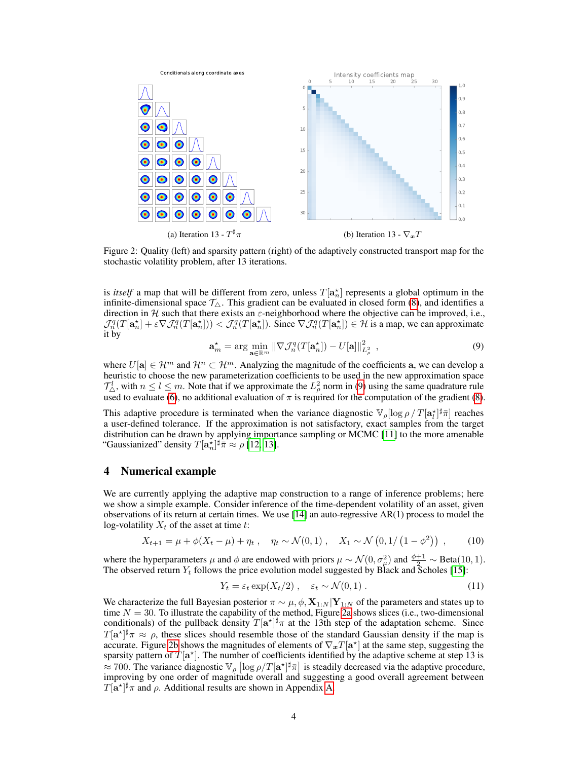(a) Iteration 13 - $T^\sharp \pi$

(b) Iteration 13 - $\nabla_{\boldsymbol{x}} T$

Figure 2: Quality (left) and sparsity pattern (right) of the adaptively constructed transport map for the stochastic volatility problem, after 13 iterations.

is *itself* a map that will be different from zero, unless $T[\mathbf{a}_n^\star]$ represents a global optimum in the infinite-dimensional space $\mathcal{T}_\triangle$. This gradient can be evaluated in closed form (8), and identifies a direction in $\mathcal{H}$ such that there exists an $\varepsilon$-neighborhood where the objective can be improved, i.e., $\mathcal{J}_n^q(T[\mathbf{a}_n^\star] + \varepsilon\nabla\mathcal{J}_n^q(T[\mathbf{a}_n^\star])) < \mathcal{J}_n^q(T[\mathbf{a}_n^\star])$. Since $\nabla\mathcal{J}_n^q(T[\mathbf{a}_n^\star]) \in \mathcal{H}$ is a map, we can approximate it by

$$\mathbf{a}_m^\star = \arg\min_{\mathbf{a}\in\mathbb{R}^m} \|\nabla\mathcal{J}_n^q(T[\mathbf{a}_n^\star]) - U[\mathbf{a}]\|_{L_\rho^2}^2 \ , \tag{9}$$

where $U[\mathbf{a}] \in \mathcal{H}^m$ and $\mathcal{H}^n \subset \mathcal{H}^m$. Analyzing the magnitude of the coefficients $\mathbf{a}$, we can develop a heuristic to choose the new parameterization coefficients to be used in the new approximation space $\mathcal{T}_\triangle^l$, with $n \leq l \leq m$. Note that if we approximate the $L_\rho^2$ norm in (9) using the same quadrature rule used to evaluate (6), no additional evaluation of $\pi$ is required for the computation of the gradient (8).

This adaptive procedure is terminated when the variance diagnostic $\mathbb{V}_\rho[\log \rho \,/\, T[\mathbf{a}_l^\star]^\sharp\bar{\pi}]$ reaches a user-defined tolerance. If the approximation is not satisfactory, exact samples from the target distribution can be drawn by applying importance sampling or MCMC [11] to the more amenable "Gaussianized" density $T[\mathbf{a}_n^\star]^\sharp\bar{\pi} \approx \rho$ [12, 13].

# 4 Numerical example

We are currently applying the adaptive map construction to a range of inference problems; here we show a simple example. Consider inference of the time-dependent volatility of an asset, given observations of its return at certain times. We use [14] an auto-regressive AR(1) process to model the log-volatility $X_t$ of the asset at time $t$:

$$X_{t+1} = \mu + \phi(X_t - \mu) + \eta_t \ , \quad \eta_t \sim \mathcal{N}(0,1) \ , \quad X_1 \sim \mathcal{N}\left(0, 1/\left(1-\phi^2\right)\right) \ , \tag{10}$$

where the hyperparameters $\mu$ and $\phi$ are endowed with priors $\mu \sim \mathcal{N}(0, \sigma_\mu^2)$ and $\frac{\phi+1}{2} \sim \text{Beta}(10,1)$. The observed return $Y_t$ follows the price evolution model suggested by Black and Scholes [15]:

$$Y_t = \varepsilon_t \exp(X_t/2) \ , \quad \varepsilon_t \sim \mathcal{N}(0,1) \ . \tag{11}$$

We characterize the full Bayesian posterior $\pi \sim \mu, \phi, \mathbf{X}_{1:N}|\mathbf{Y}_{1:N}$ of the parameters and states up to time $N = 30$. To illustrate the capability of the method, Figure 2a shows slices (i.e., two-dimensional conditionals) of the pullback density $T[\mathbf{a}^\star]^\sharp\pi$ at the 13th step of the adaptation scheme. Since $T[\mathbf{a}^\star]^\sharp\pi \approx \rho$, these slices should resemble those of the standard Gaussian density if the map is accurate. Figure 2b shows the magnitudes of elements of $\nabla_{\boldsymbol{x}} T[\mathbf{a}^\star]$ at the same step, suggesting the sparsity pattern of $T[\mathbf{a}^\star]$. The number of coefficients identified by the adaptive scheme at step 13 is $\approx 700$. The variance diagnostic $\mathbb{V}_\rho\left[\log \rho / T[\mathbf{a}^\star]^\sharp\bar{\pi}\right]$ is steadily decreased via the adaptive procedure, improving by one order of magnitude overall and suggesting a good overall agreement between $T[\mathbf{a}^\star]^\sharp\pi$ and $\rho$. Additional results are shown in Appendix A.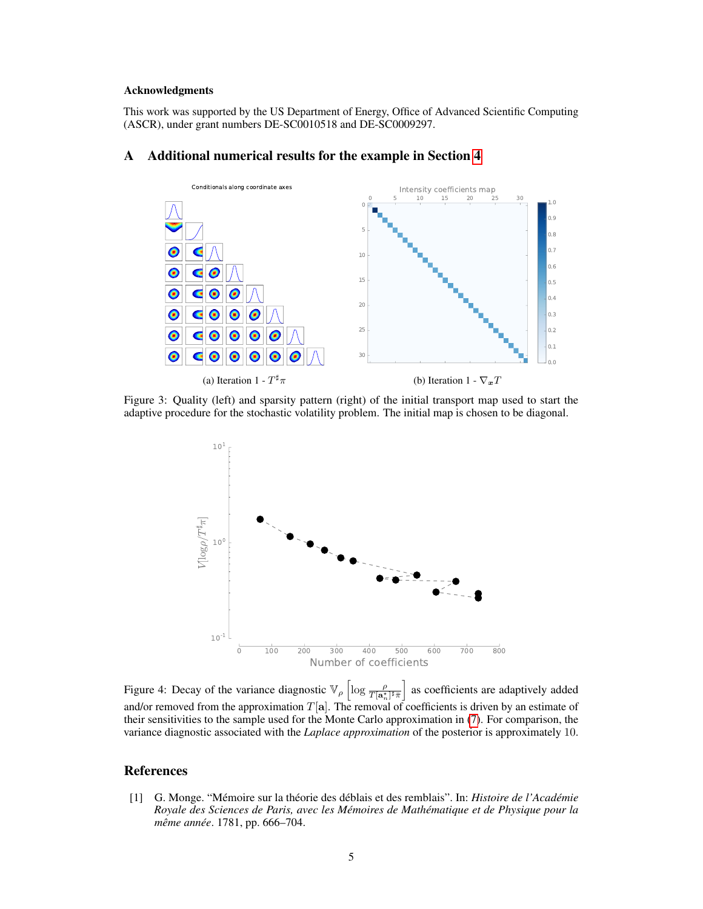### Acknowledgments

This work was supported by the US Department of Energy, Office of Advanced Scientific Computing (ASCR), under grant numbers DE-SC0010518 and DE-SC0009297.

## A Additional numerical results for the example in Section 4

(a) Iteration 1 - $T^\sharp \pi$

(b) Iteration 1 - $\nabla_{\boldsymbol{x}} T$

Figure 3: Quality (left) and sparsity pattern (right) of the initial transport map used to start the adaptive procedure for the stochastic volatility problem. The initial map is chosen to be diagonal.

Figure 4: Decay of the variance diagnostic $\mathbb{V}_\rho \left[ \log \frac{\rho}{T[\mathbf{a}_n^\star]^\sharp \pi} \right]$ as coefficients are adaptively added and/or removed from the approximation $T[\mathbf{a}]$. The removal of coefficients is driven by an estimate of their sensitivities to the sample used for the Monte Carlo approximation in (7). For comparison, the variance diagnostic associated with the *Laplace approximation* of the posterior is approximately 10.

## References

[1] G. Monge. "Mémoire sur la théorie des déblais et des remblais". In: *Histoire de l'Académie Royale des Sciences de Paris, avec les Mémoires de Mathématique et de Physique pour la même année*. 1781, pp. 666–704.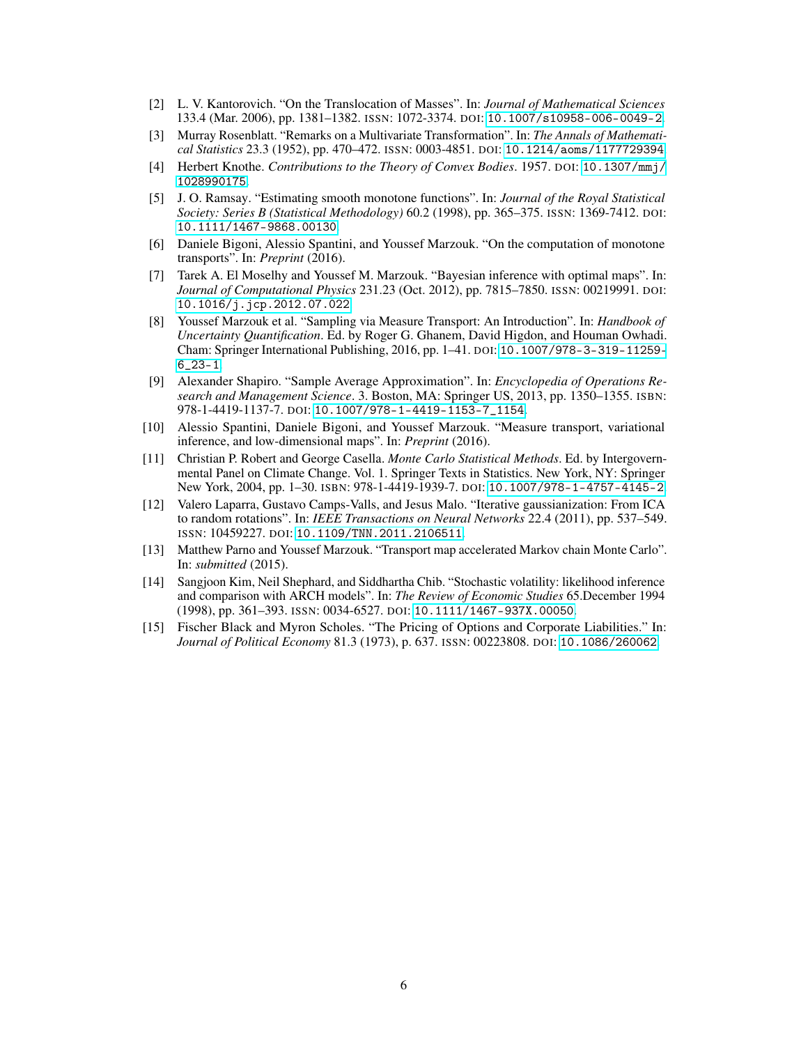[2] L. V. Kantorovich. “On the Translocation of Masses”. In: *Journal of Mathematical Sciences* 133.4 (Mar. 2006), pp. 1381–1382. ISSN: 1072-3374. DOI: 10.1007/s10958-006-0049-2.

[3] Murray Rosenblatt. “Remarks on a Multivariate Transformation”. In: *The Annals of Mathematical Statistics* 23.3 (1952), pp. 470–472. ISSN: 0003-4851. DOI: 10.1214/aoms/1177729394.

[4] Herbert Knothe. *Contributions to the Theory of Convex Bodies*. 1957. DOI: 10.1307/mmj/1028990175.

[5] J. O. Ramsay. “Estimating smooth monotone functions”. In: *Journal of the Royal Statistical Society: Series B (Statistical Methodology)* 60.2 (1998), pp. 365–375. ISSN: 1369-7412. DOI: 10.1111/1467-9868.00130.

[6] Daniele Bigoni, Alessio Spantini, and Youssef Marzouk. “On the computation of monotone transports”. In: *Preprint* (2016).

[7] Tarek A. El Moselhy and Youssef M. Marzouk. “Bayesian inference with optimal maps”. In: *Journal of Computational Physics* 231.23 (Oct. 2012), pp. 7815–7850. ISSN: 00219991. DOI: 10.1016/j.jcp.2012.07.022.

[8] Youssef Marzouk et al. “Sampling via Measure Transport: An Introduction”. In: *Handbook of Uncertainty Quantification*. Ed. by Roger G. Ghanem, David Higdon, and Houman Owhadi. Cham: Springer International Publishing, 2016, pp. 1–41. DOI: 10.1007/978-3-319-11259-6_23-1.

[9] Alexander Shapiro. “Sample Average Approximation”. In: *Encyclopedia of Operations Research and Management Science*. 3. Boston, MA: Springer US, 2013, pp. 1350–1355. ISBN: 978-1-4419-1137-7. DOI: 10.1007/978-1-4419-1153-7_1154.

[10] Alessio Spantini, Daniele Bigoni, and Youssef Marzouk. “Measure transport, variational inference, and low-dimensional maps”. In: *Preprint* (2016).

[11] Christian P. Robert and George Casella. *Monte Carlo Statistical Methods*. Ed. by Intergovernmental Panel on Climate Change. Vol. 1. Springer Texts in Statistics. New York, NY: Springer New York, 2004, pp. 1–30. ISBN: 978-1-4419-1939-7. DOI: 10.1007/978-1-4757-4145-2.

[12] Valero Laparra, Gustavo Camps-Valls, and Jesus Malo. “Iterative gaussianization: From ICA to random rotations”. In: *IEEE Transactions on Neural Networks* 22.4 (2011), pp. 537–549. ISSN: 10459227. DOI: 10.1109/TNN.2011.2106511.

[13] Matthew Parno and Youssef Marzouk. “Transport map accelerated Markov chain Monte Carlo”. In: *submitted* (2015).

[14] Sangjoon Kim, Neil Shephard, and Siddhartha Chib. “Stochastic volatility: likelihood inference and comparison with ARCH models”. In: *The Review of Economic Studies* 65.December 1994 (1998), pp. 361–393. ISSN: 0034-6527. DOI: 10.1111/1467-937X.00050.

[15] Fischer Black and Myron Scholes. “The Pricing of Options and Corporate Liabilities.” In: *Journal of Political Economy* 81.3 (1973), p. 637. ISSN: 00223808. DOI: 10.1086/260062.